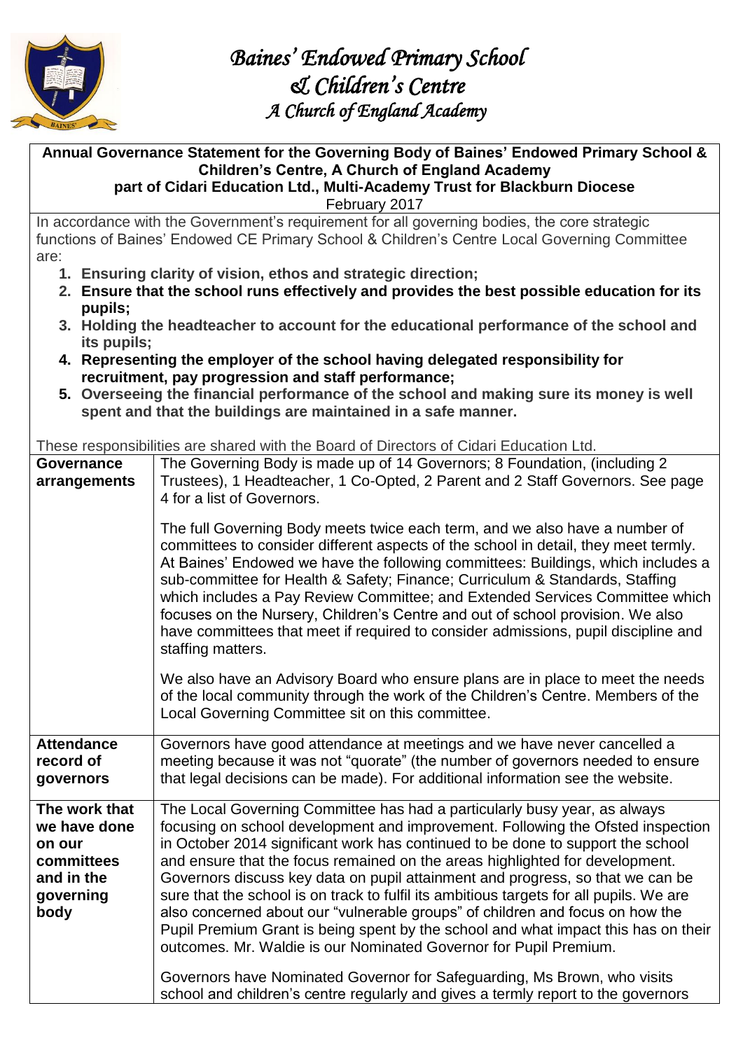# Baines' Endowed Primary School
## & Children's Centre
### A Church of England Academy

**Annual Governance Statement for the Governing Body of Baines' Endowed Primary School & Children's Centre, A Church of England Academy part of Cidari Education Ltd., Multi-Academy Trust for Blackburn Diocese**

February 2017

In accordance with the Government's requirement for all governing bodies, the core strategic functions of Baines' Endowed CE Primary School & Children's Centre Local Governing Committee are:

1. **Ensuring clarity of vision, ethos and strategic direction;**
2. **Ensure that the school runs effectively and provides the best possible education for its pupils;**
3. **Holding the headteacher to account for the educational performance of the school and its pupils;**
4. **Representing the employer of the school having delegated responsibility for recruitment, pay progression and staff performance;**
5. **Overseeing the financial performance of the school and making sure its money is well spent and that the buildings are maintained in a safe manner.**

These responsibilities are shared with the Board of Directors of Cidari Education Ltd.

| | |
|---|---|
| **Governance arrangements** | The Governing Body is made up of 14 Governors; 8 Foundation, (including 2 Trustees), 1 Headteacher, 1 Co-Opted, 2 Parent and 2 Staff Governors. See page 4 for a list of Governors.<br><br>The full Governing Body meets twice each term, and we also have a number of committees to consider different aspects of the school in detail, they meet termly. At Baines' Endowed we have the following committees: Buildings, which includes a sub-committee for Health & Safety; Finance; Curriculum & Standards, Staffing which includes a Pay Review Committee; and Extended Services Committee which focuses on the Nursery, Children's Centre and out of school provision. We also have committees that meet if required to consider admissions, pupil discipline and staffing matters.<br><br>We also have an Advisory Board who ensure plans are in place to meet the needs of the local community through the work of the Children's Centre. Members of the Local Governing Committee sit on this committee. |
| **Attendance record of governors** | Governors have good attendance at meetings and we have never cancelled a meeting because it was not "quorate" (the number of governors needed to ensure that legal decisions can be made). For additional information see the website. |
| **The work that we have done on our committees and in the governing body** | The Local Governing Committee has had a particularly busy year, as always focusing on school development and improvement. Following the Ofsted inspection in October 2014 significant work has continued to be done to support the school and ensure that the focus remained on the areas highlighted for development. Governors discuss key data on pupil attainment and progress, so that we can be sure that the school is on track to fulfil its ambitious targets for all pupils. We are also concerned about our "vulnerable groups" of children and focus on how the Pupil Premium Grant is being spent by the school and what impact this has on their outcomes. Mr. Waldie is our Nominated Governor for Pupil Premium.<br><br>Governors have Nominated Governor for Safeguarding, Ms Brown, who visits school and children's centre regularly and gives a termly report to the governors |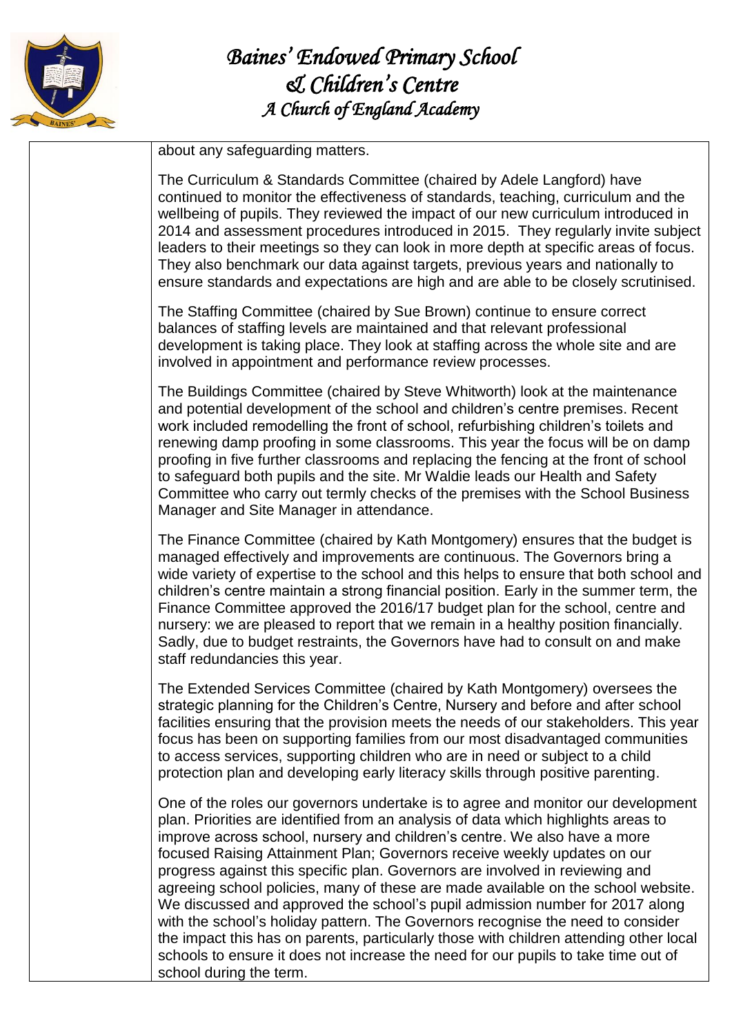about any safeguarding matters.

The Curriculum & Standards Committee (chaired by Adele Langford) have continued to monitor the effectiveness of standards, teaching, curriculum and the wellbeing of pupils. They reviewed the impact of our new curriculum introduced in 2014 and assessment procedures introduced in 2015. They regularly invite subject leaders to their meetings so they can look in more depth at specific areas of focus. They also benchmark our data against targets, previous years and nationally to ensure standards and expectations are high and are able to be closely scrutinised.

The Staffing Committee (chaired by Sue Brown) continue to ensure correct balances of staffing levels are maintained and that relevant professional development is taking place. They look at staffing across the whole site and are involved in appointment and performance review processes.

The Buildings Committee (chaired by Steve Whitworth) look at the maintenance and potential development of the school and children's centre premises. Recent work included remodelling the front of school, refurbishing children's toilets and renewing damp proofing in some classrooms. This year the focus will be on damp proofing in five further classrooms and replacing the fencing at the front of school to safeguard both pupils and the site. Mr Waldie leads our Health and Safety Committee who carry out termly checks of the premises with the School Business Manager and Site Manager in attendance.

The Finance Committee (chaired by Kath Montgomery) ensures that the budget is managed effectively and improvements are continuous. The Governors bring a wide variety of expertise to the school and this helps to ensure that both school and children's centre maintain a strong financial position. Early in the summer term, the Finance Committee approved the 2016/17 budget plan for the school, centre and nursery: we are pleased to report that we remain in a healthy position financially. Sadly, due to budget restraints, the Governors have had to consult on and make staff redundancies this year.

The Extended Services Committee (chaired by Kath Montgomery) oversees the strategic planning for the Children's Centre, Nursery and before and after school facilities ensuring that the provision meets the needs of our stakeholders. This year focus has been on supporting families from our most disadvantaged communities to access services, supporting children who are in need or subject to a child protection plan and developing early literacy skills through positive parenting.

One of the roles our governors undertake is to agree and monitor our development plan. Priorities are identified from an analysis of data which highlights areas to improve across school, nursery and children's centre. We also have a more focused Raising Attainment Plan; Governors receive weekly updates on our progress against this specific plan. Governors are involved in reviewing and agreeing school policies, many of these are made available on the school website. We discussed and approved the school's pupil admission number for 2017 along with the school's holiday pattern. The Governors recognise the need to consider the impact this has on parents, particularly those with children attending other local schools to ensure it does not increase the need for our pupils to take time out of school during the term.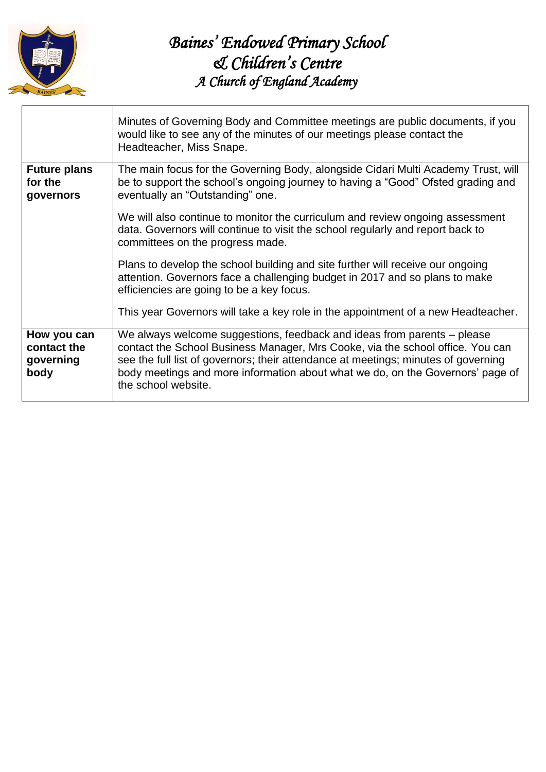| | |
|---|---|
| | Minutes of Governing Body and Committee meetings are public documents, if you would like to see any of the minutes of our meetings please contact the Headteacher, Miss Snape. |
| **Future plans for the governors** | The main focus for the Governing Body, alongside Cidari Multi Academy Trust, will be to support the school's ongoing journey to having a "Good" Ofsted grading and eventually an "Outstanding" one.<br><br>We will also continue to monitor the curriculum and review ongoing assessment data. Governors will continue to visit the school regularly and report back to committees on the progress made.<br><br>Plans to develop the school building and site further will receive our ongoing attention. Governors face a challenging budget in 2017 and so plans to make efficiencies are going to be a key focus.<br><br>This year Governors will take a key role in the appointment of a new Headteacher. |
| **How you can contact the governing body** | We always welcome suggestions, feedback and ideas from parents – please contact the School Business Manager, Mrs Cooke, via the school office. You can see the full list of governors; their attendance at meetings; minutes of governing body meetings and more information about what we do, on the Governors' page of the school website. |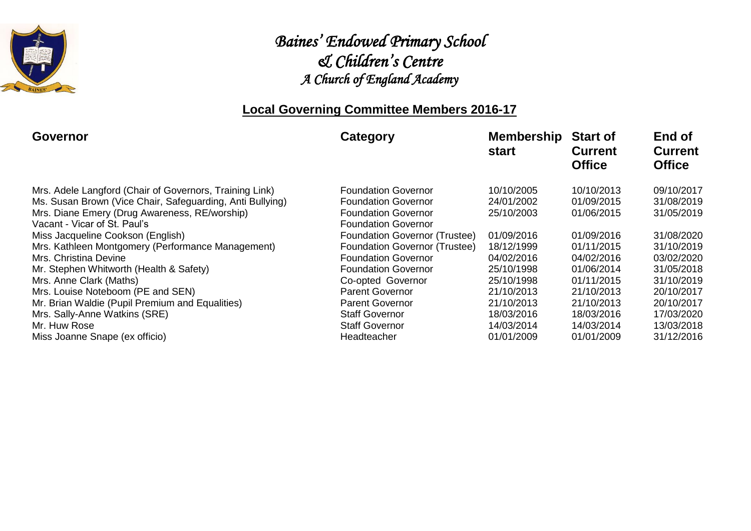# *Baines' Endowed Primary School*
# *& Children's Centre*
## *A Church of England Academy*

## **Local Governing Committee Members 2016-17**

| Governor | Category | Membership start | Start of Current Office | End of Current Office |
|---|---|---|---|---|
| Mrs. Adele Langford (Chair of Governors, Training Link) | Foundation Governor | 10/10/2005 | 10/10/2013 | 09/10/2017 |
| Ms. Susan Brown (Vice Chair, Safeguarding, Anti Bullying) | Foundation Governor | 24/01/2002 | 01/09/2015 | 31/08/2019 |
| Mrs. Diane Emery (Drug Awareness, RE/worship) | Foundation Governor | 25/10/2003 | 01/06/2015 | 31/05/2019 |
| Vacant - Vicar of St. Paul's | Foundation Governor | | | |
| Miss Jacqueline Cookson (English) | Foundation Governor (Trustee) | 01/09/2016 | 01/09/2016 | 31/08/2020 |
| Mrs. Kathleen Montgomery (Performance Management) | Foundation Governor (Trustee) | 18/12/1999 | 01/11/2015 | 31/10/2019 |
| Mrs. Christina Devine | Foundation Governor | 04/02/2016 | 04/02/2016 | 03/02/2020 |
| Mr. Stephen Whitworth (Health & Safety) | Foundation Governor | 25/10/1998 | 01/06/2014 | 31/05/2018 |
| Mrs. Anne Clark (Maths) | Co-opted Governor | 25/10/1998 | 01/11/2015 | 31/10/2019 |
| Mrs. Louise Noteboom (PE and SEN) | Parent Governor | 21/10/2013 | 21/10/2013 | 20/10/2017 |
| Mr. Brian Waldie (Pupil Premium and Equalities) | Parent Governor | 21/10/2013 | 21/10/2013 | 20/10/2017 |
| Mrs. Sally-Anne Watkins (SRE) | Staff Governor | 18/03/2016 | 18/03/2016 | 17/03/2020 |
| Mr. Huw Rose | Staff Governor | 14/03/2014 | 14/03/2014 | 13/03/2018 |
| Miss Joanne Snape (ex officio) | Headteacher | 01/01/2009 | 01/01/2009 | 31/12/2016 |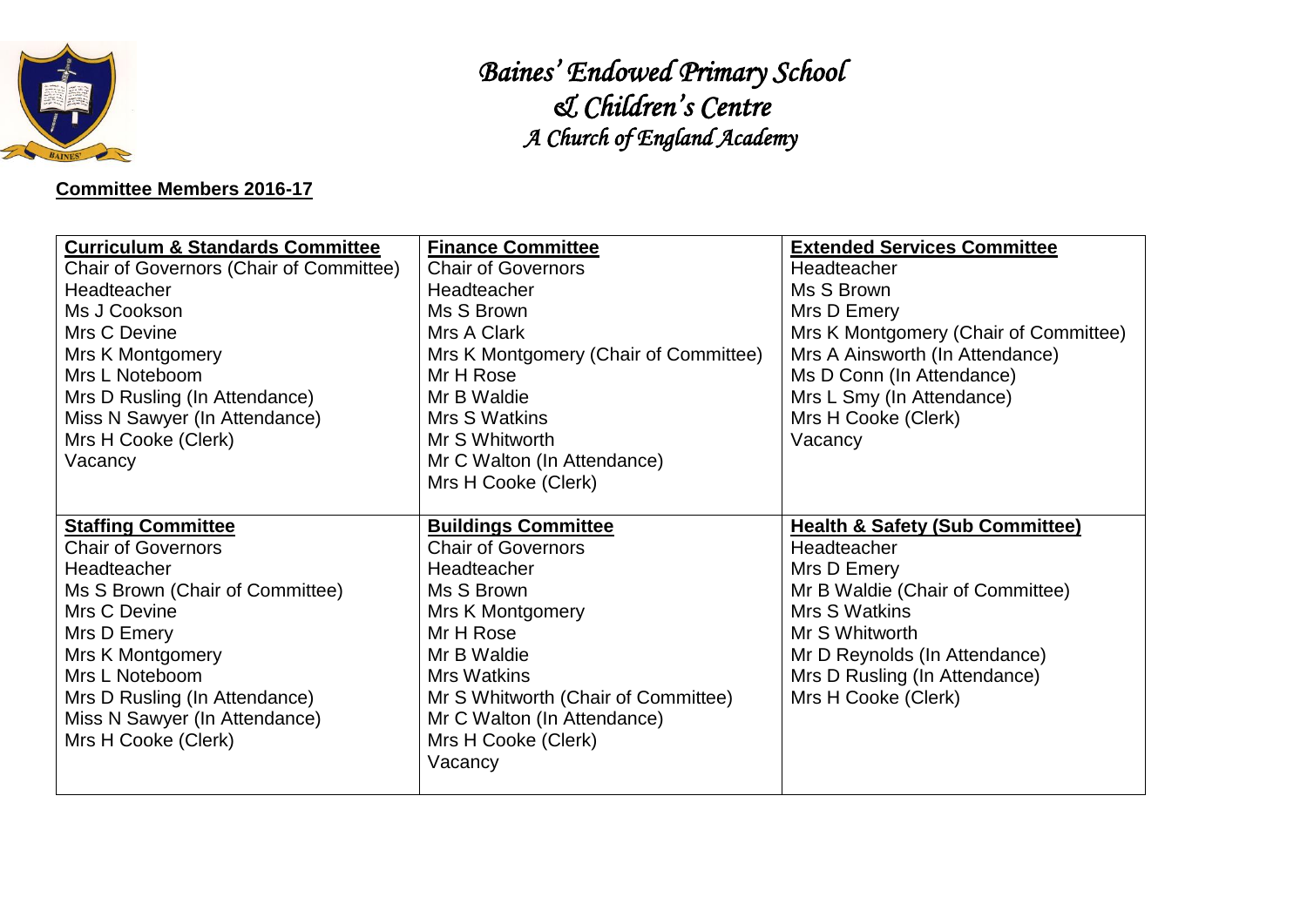# *Baines' Endowed Primary School*
# *& Children's Centre*
## *A Church of England Academy*

**Committee Members 2016-17**

| | | |
|---|---|---|
| **Curriculum & Standards Committee**<br>Chair of Governors (Chair of Committee)<br>Headteacher<br>Ms J Cookson<br>Mrs C Devine<br>Mrs K Montgomery<br>Mrs L Noteboom<br>Mrs D Rusling (In Attendance)<br>Miss N Sawyer (In Attendance)<br>Mrs H Cooke (Clerk)<br>Vacancy | **Finance Committee**<br>Chair of Governors<br>Headteacher<br>Ms S Brown<br>Mrs A Clark<br>Mrs K Montgomery (Chair of Committee)<br>Mr H Rose<br>Mr B Waldie<br>Mrs S Watkins<br>Mr S Whitworth<br>Mr C Walton (In Attendance)<br>Mrs H Cooke (Clerk) | **Extended Services Committee**<br>Headteacher<br>Ms S Brown<br>Mrs D Emery<br>Mrs K Montgomery (Chair of Committee)<br>Mrs A Ainsworth (In Attendance)<br>Ms D Conn (In Attendance)<br>Mrs L Smy (In Attendance)<br>Mrs H Cooke (Clerk)<br>Vacancy |
| **Staffing Committee**<br>Chair of Governors<br>Headteacher<br>Ms S Brown (Chair of Committee)<br>Mrs C Devine<br>Mrs D Emery<br>Mrs K Montgomery<br>Mrs L Noteboom<br>Mrs D Rusling (In Attendance)<br>Miss N Sawyer (In Attendance)<br>Mrs H Cooke (Clerk) | **Buildings Committee**<br>Chair of Governors<br>Headteacher<br>Ms S Brown<br>Mrs K Montgomery<br>Mr H Rose<br>Mr B Waldie<br>Mrs Watkins<br>Mr S Whitworth (Chair of Committee)<br>Mr C Walton (In Attendance)<br>Mrs H Cooke (Clerk)<br>Vacancy | **Health & Safety (Sub Committee)**<br>Headteacher<br>Mrs D Emery<br>Mr B Waldie (Chair of Committee)<br>Mrs S Watkins<br>Mr S Whitworth<br>Mr D Reynolds (In Attendance)<br>Mrs D Rusling (In Attendance)<br>Mrs H Cooke (Clerk) |